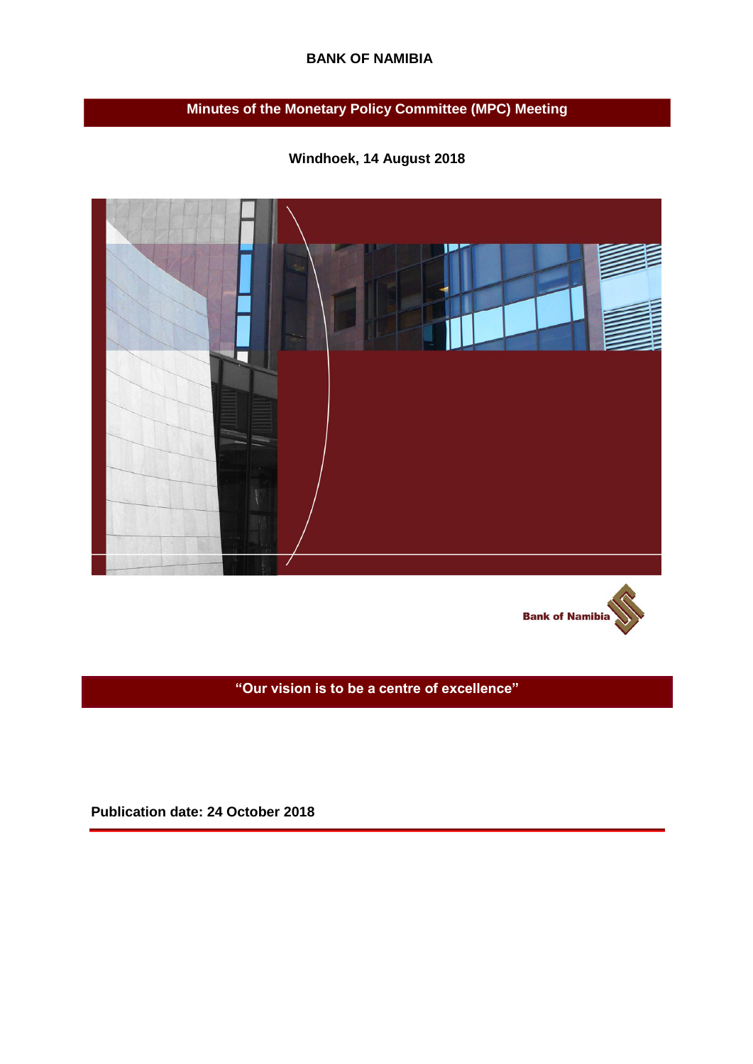**BANK OF NAMIBIA**

# Minutes of the Monetary Policy Committee (MPC) Meeting

**Windhoek, 14 August 2018**

Bank of Namibia

**"Our vision is to be a centre of excellence"**

**Publication date: 24 October 2018**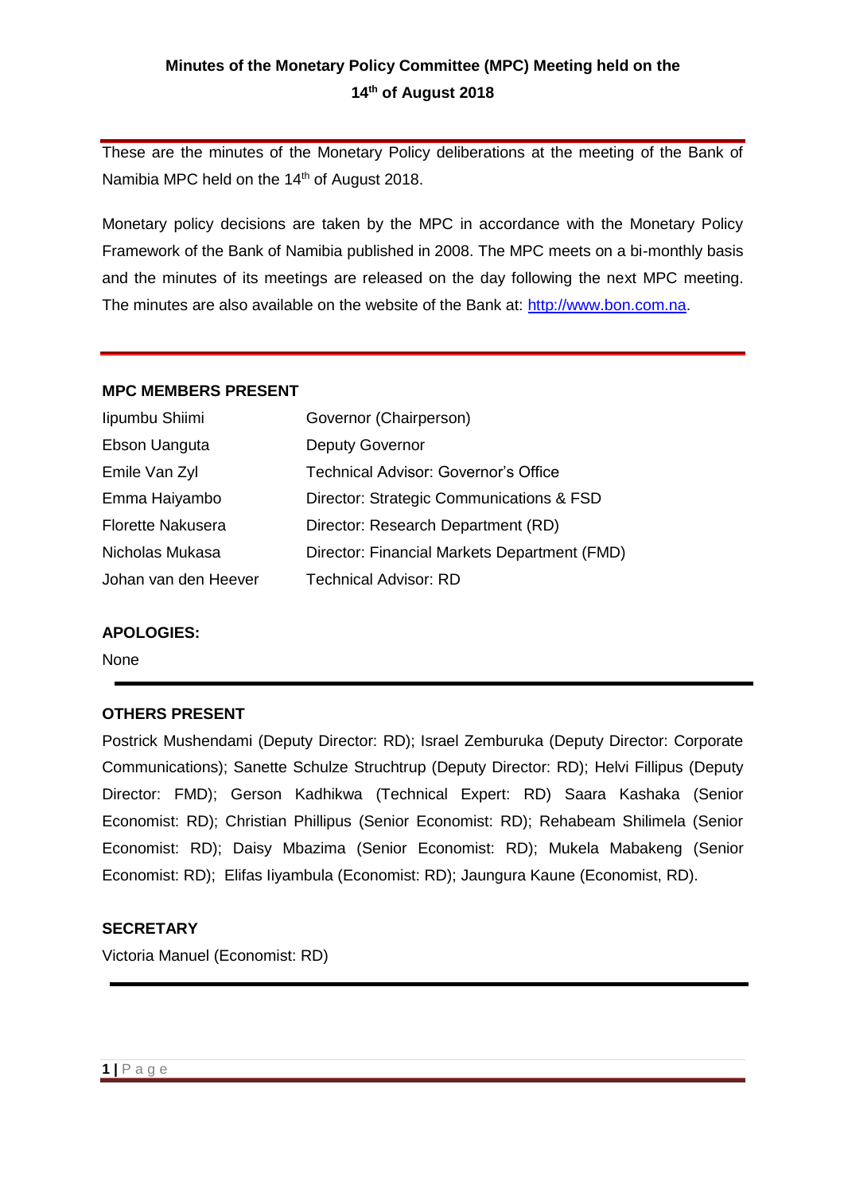**Minutes of the Monetary Policy Committee (MPC) Meeting held on the 14th of August 2018**

These are the minutes of the Monetary Policy deliberations at the meeting of the Bank of Namibia MPC held on the 14th of August 2018.

Monetary policy decisions are taken by the MPC in accordance with the Monetary Policy Framework of the Bank of Namibia published in 2008. The MPC meets on a bi-monthly basis and the minutes of its meetings are released on the day following the next MPC meeting. The minutes are also available on the website of the Bank at: [http://www.bon.com.na](http://www.bon.com.na).

**MPC MEMBERS PRESENT**

| | |
|---|---|
| Iipumbu Shiimi | Governor (Chairperson) |
| Ebson Uanguta | Deputy Governor |
| Emile Van Zyl | Technical Advisor: Governor's Office |
| Emma Haiyambo | Director: Strategic Communications & FSD |
| Florette Nakusera | Director: Research Department (RD) |
| Nicholas Mukasa | Director: Financial Markets Department (FMD) |
| Johan van den Heever | Technical Advisor: RD |

**APOLOGIES:**

None

**OTHERS PRESENT**

Postrick Mushendami (Deputy Director: RD); Israel Zemburuka (Deputy Director: Corporate Communications); Sanette Schulze Struchtrup (Deputy Director: RD); Helvi Fillipus (Deputy Director: FMD); Gerson Kadhikwa (Technical Expert: RD) Saara Kashaka (Senior Economist: RD); Christian Phillipus (Senior Economist: RD); Rehabeam Shilimela (Senior Economist: RD); Daisy Mbazima (Senior Economist: RD); Mukela Mabakeng (Senior Economist: RD); Elifas Iiyambula (Economist: RD); Jaungura Kaune (Economist, RD).

**SECRETARY**

Victoria Manuel (Economist: RD)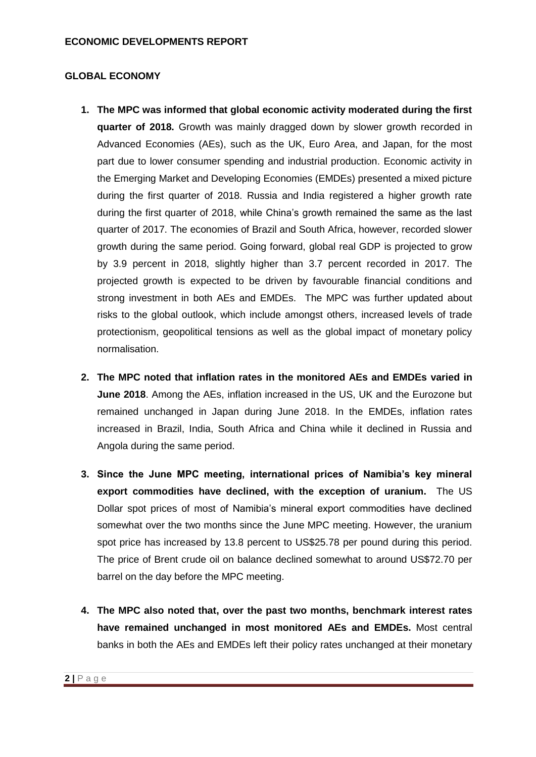## ECONOMIC DEVELOPMENTS REPORT

### GLOBAL ECONOMY

1. **The MPC was informed that global economic activity moderated during the first quarter of 2018.** Growth was mainly dragged down by slower growth recorded in Advanced Economies (AEs), such as the UK, Euro Area, and Japan, for the most part due to lower consumer spending and industrial production. Economic activity in the Emerging Market and Developing Economies (EMDEs) presented a mixed picture during the first quarter of 2018. Russia and India registered a higher growth rate during the first quarter of 2018, while China's growth remained the same as the last quarter of 2017. The economies of Brazil and South Africa, however, recorded slower growth during the same period. Going forward, global real GDP is projected to grow by 3.9 percent in 2018, slightly higher than 3.7 percent recorded in 2017. The projected growth is expected to be driven by favourable financial conditions and strong investment in both AEs and EMDEs. The MPC was further updated about risks to the global outlook, which include amongst others, increased levels of trade protectionism, geopolitical tensions as well as the global impact of monetary policy normalisation.

2. **The MPC noted that inflation rates in the monitored AEs and EMDEs varied in June 2018**. Among the AEs, inflation increased in the US, UK and the Eurozone but remained unchanged in Japan during June 2018. In the EMDEs, inflation rates increased in Brazil, India, South Africa and China while it declined in Russia and Angola during the same period.

3. **Since the June MPC meeting, international prices of Namibia's key mineral export commodities have declined, with the exception of uranium.** The US Dollar spot prices of most of Namibia's mineral export commodities have declined somewhat over the two months since the June MPC meeting. However, the uranium spot price has increased by 13.8 percent to US$25.78 per pound during this period. The price of Brent crude oil on balance declined somewhat to around US$72.70 per barrel on the day before the MPC meeting.

4. **The MPC also noted that, over the past two months, benchmark interest rates have remained unchanged in most monitored AEs and EMDEs.** Most central banks in both the AEs and EMDEs left their policy rates unchanged at their monetary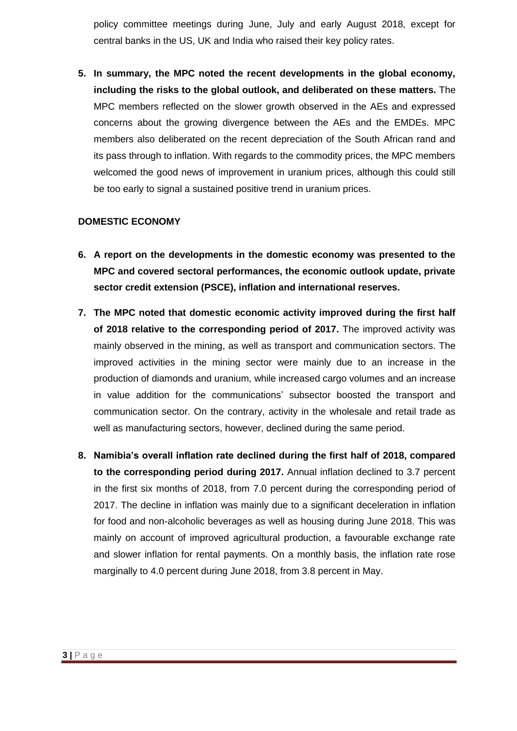policy committee meetings during June, July and early August 2018, except for central banks in the US, UK and India who raised their key policy rates.

5. **In summary, the MPC noted the recent developments in the global economy, including the risks to the global outlook, and deliberated on these matters.** The MPC members reflected on the slower growth observed in the AEs and expressed concerns about the growing divergence between the AEs and the EMDEs. MPC members also deliberated on the recent depreciation of the South African rand and its pass through to inflation. With regards to the commodity prices, the MPC members welcomed the good news of improvement in uranium prices, although this could still be too early to signal a sustained positive trend in uranium prices.

**DOMESTIC ECONOMY**

6. **A report on the developments in the domestic economy was presented to the MPC and covered sectoral performances, the economic outlook update, private sector credit extension (PSCE), inflation and international reserves.**

7. **The MPC noted that domestic economic activity improved during the first half of 2018 relative to the corresponding period of 2017.** The improved activity was mainly observed in the mining, as well as transport and communication sectors. The improved activities in the mining sector were mainly due to an increase in the production of diamonds and uranium, while increased cargo volumes and an increase in value addition for the communications' subsector boosted the transport and communication sector. On the contrary, activity in the wholesale and retail trade as well as manufacturing sectors, however, declined during the same period.

8. **Namibia's overall inflation rate declined during the first half of 2018, compared to the corresponding period during 2017.** Annual inflation declined to 3.7 percent in the first six months of 2018, from 7.0 percent during the corresponding period of 2017. The decline in inflation was mainly due to a significant deceleration in inflation for food and non-alcoholic beverages as well as housing during June 2018. This was mainly on account of improved agricultural production, a favourable exchange rate and slower inflation for rental payments. On a monthly basis, the inflation rate rose marginally to 4.0 percent during June 2018, from 3.8 percent in May.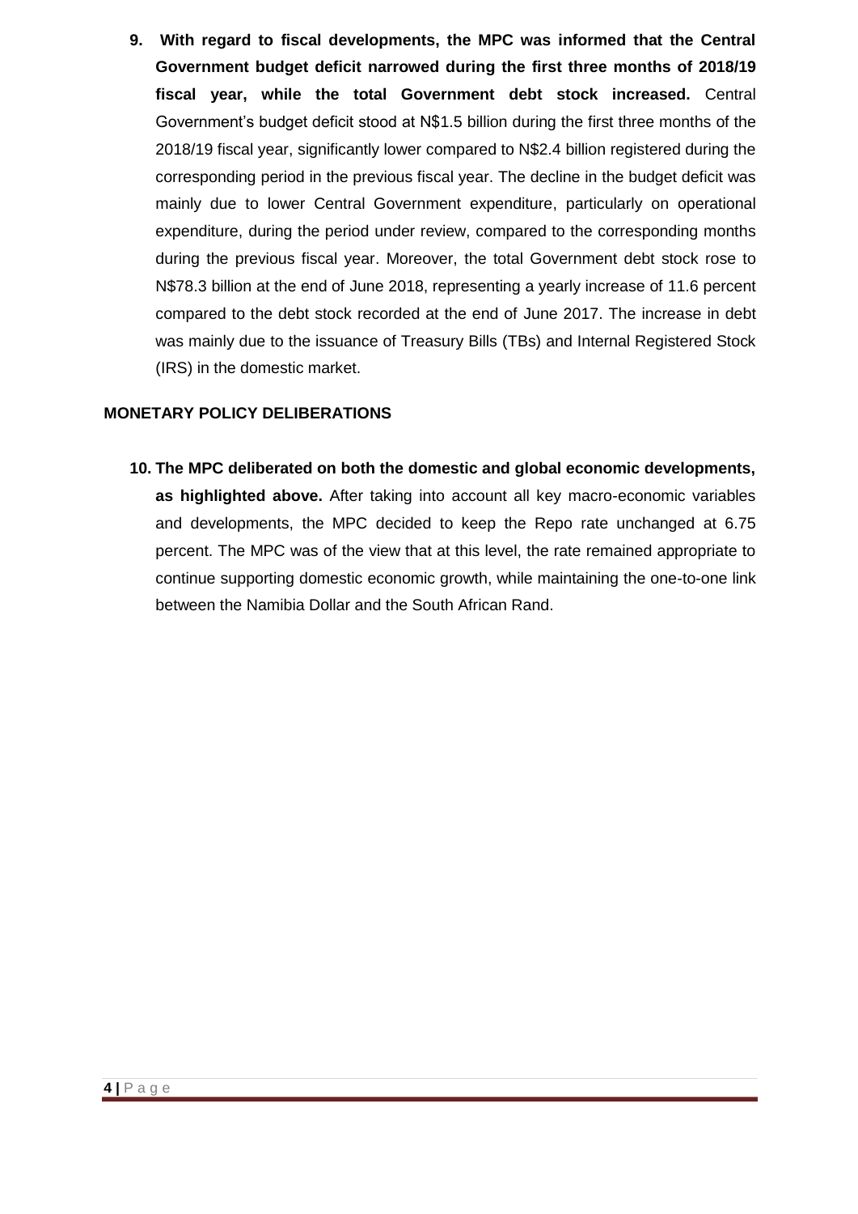9. **With regard to fiscal developments, the MPC was informed that the Central Government budget deficit narrowed during the first three months of 2018/19 fiscal year, while the total Government debt stock increased.** Central Government's budget deficit stood at N$1.5 billion during the first three months of the 2018/19 fiscal year, significantly lower compared to N$2.4 billion registered during the corresponding period in the previous fiscal year. The decline in the budget deficit was mainly due to lower Central Government expenditure, particularly on operational expenditure, during the period under review, compared to the corresponding months during the previous fiscal year. Moreover, the total Government debt stock rose to N$78.3 billion at the end of June 2018, representing a yearly increase of 11.6 percent compared to the debt stock recorded at the end of June 2017. The increase in debt was mainly due to the issuance of Treasury Bills (TBs) and Internal Registered Stock (IRS) in the domestic market.

## MONETARY POLICY DELIBERATIONS

10. **The MPC deliberated on both the domestic and global economic developments, as highlighted above.** After taking into account all key macro-economic variables and developments, the MPC decided to keep the Repo rate unchanged at 6.75 percent. The MPC was of the view that at this level, the rate remained appropriate to continue supporting domestic economic growth, while maintaining the one-to-one link between the Namibia Dollar and the South African Rand.